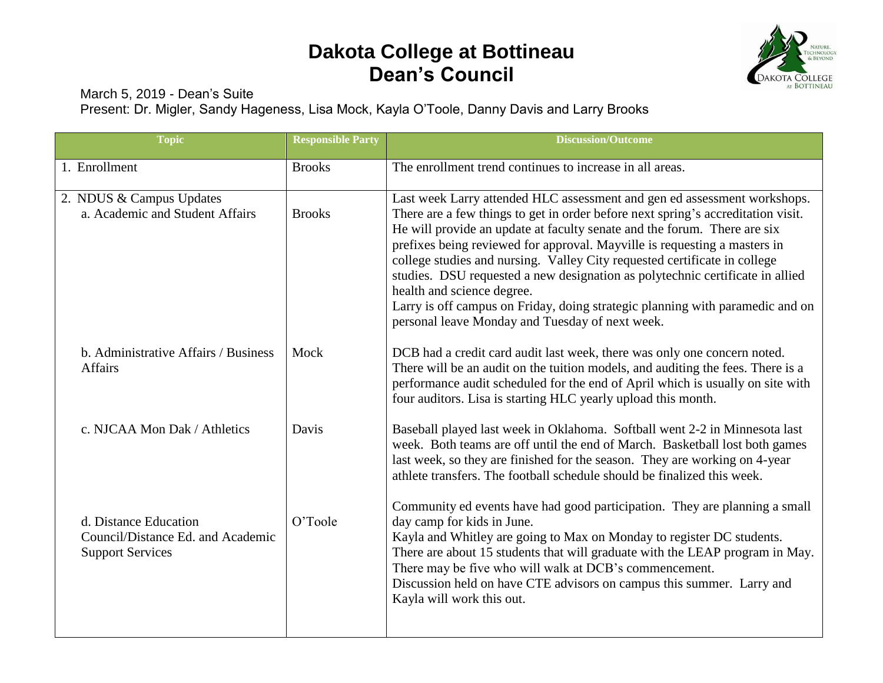# Dakota College at Bottineau
## Dean's Council

March 5, 2019 - Dean's Suite
Present: Dr. Migler, Sandy Hageness, Lisa Mock, Kayla O'Toole, Danny Davis and Larry Brooks

| Topic | Responsible Party | Discussion/Outcome |
|---|---|---|
| 1. Enrollment | Brooks | The enrollment trend continues to increase in all areas. |
| 2. NDUS & Campus Updates<br>a. Academic and Student Affairs | Brooks | Last week Larry attended HLC assessment and gen ed assessment workshops. There are a few things to get in order before next spring's accreditation visit. He will provide an update at faculty senate and the forum. There are six prefixes being reviewed for approval. Mayville is requesting a masters in college studies and nursing. Valley City requested certificate in college studies. DSU requested a new designation as polytechnic certificate in allied health and science degree.<br>Larry is off campus on Friday, doing strategic planning with paramedic and on personal leave Monday and Tuesday of next week. |
| b. Administrative Affairs / Business Affairs | Mock | DCB had a credit card audit last week, there was only one concern noted. There will be an audit on the tuition models, and auditing the fees. There is a performance audit scheduled for the end of April which is usually on site with four auditors. Lisa is starting HLC yearly upload this month. |
| c. NJCAA Mon Dak / Athletics | Davis | Baseball played last week in Oklahoma. Softball went 2-2 in Minnesota last week. Both teams are off until the end of March. Basketball lost both games last week, so they are finished for the season. They are working on 4-year athlete transfers. The football schedule should be finalized this week. |
| d. Distance Education Council/Distance Ed. and Academic Support Services | O'Toole | Community ed events have had good participation. They are planning a small day camp for kids in June.<br>Kayla and Whitley are going to Max on Monday to register DC students. There are about 15 students that will graduate with the LEAP program in May. There may be five who will walk at DCB's commencement.<br>Discussion held on have CTE advisors on campus this summer. Larry and Kayla will work this out. |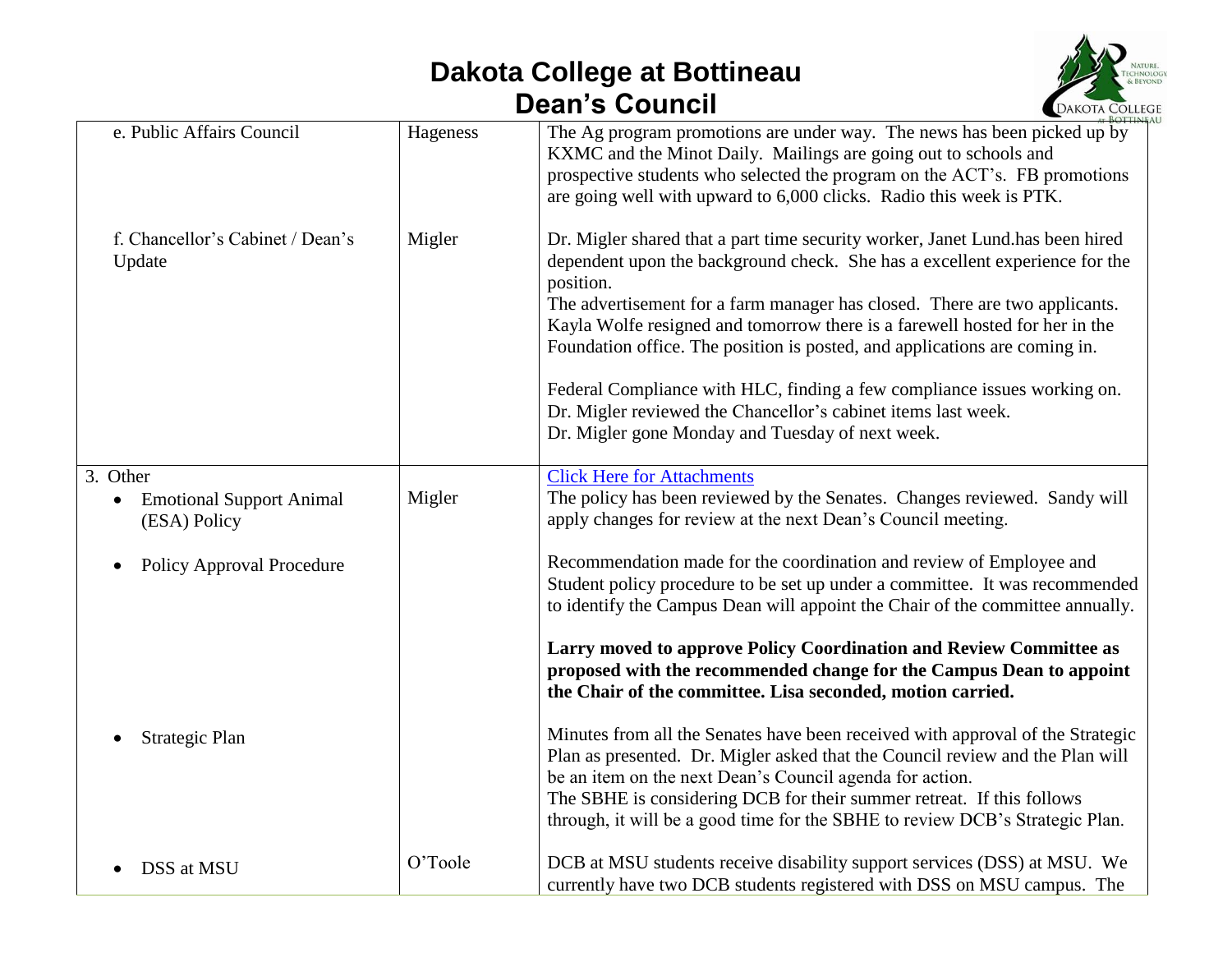# Dakota College at Bottineau
## Dean's Council

| | | |
|---|---|---|
| e. Public Affairs Council | Hageness | The Ag program promotions are under way. The news has been picked up by KXMC and the Minot Daily. Mailings are going out to schools and prospective students who selected the program on the ACT's. FB promotions are going well with upward to 6,000 clicks. Radio this week is PTK. |
| f. Chancellor's Cabinet / Dean's Update | Migler | Dr. Migler shared that a part time security worker, Janet Lund.has been hired dependent upon the background check. She has a excellent experience for the position.<br>The advertisement for a farm manager has closed. There are two applicants.<br>Kayla Wolfe resigned and tomorrow there is a farewell hosted for her in the Foundation office. The position is posted, and applications are coming in.<br><br>Federal Compliance with HLC, finding a few compliance issues working on.<br>Dr. Migler reviewed the Chancellor's cabinet items last week.<br>Dr. Migler gone Monday and Tuesday of next week. |
| 3. Other<br>• Emotional Support Animal (ESA) Policy | Migler | [Click Here for Attachments]<br>The policy has been reviewed by the Senates. Changes reviewed. Sandy will apply changes for review at the next Dean's Council meeting. |
| • Policy Approval Procedure | | Recommendation made for the coordination and review of Employee and Student policy procedure to be set up under a committee. It was recommended to identify the Campus Dean will appoint the Chair of the committee annually.<br><br>**Larry moved to approve Policy Coordination and Review Committee as proposed with the recommended change for the Campus Dean to appoint the Chair of the committee. Lisa seconded, motion carried.** |
| • Strategic Plan | | Minutes from all the Senates have been received with approval of the Strategic Plan as presented. Dr. Migler asked that the Council review and the Plan will be an item on the next Dean's Council agenda for action.<br>The SBHE is considering DCB for their summer retreat. If this follows through, it will be a good time for the SBHE to review DCB's Strategic Plan. |
| • DSS at MSU | O'Toole | DCB at MSU students receive disability support services (DSS) at MSU. We currently have two DCB students registered with DSS on MSU campus. The |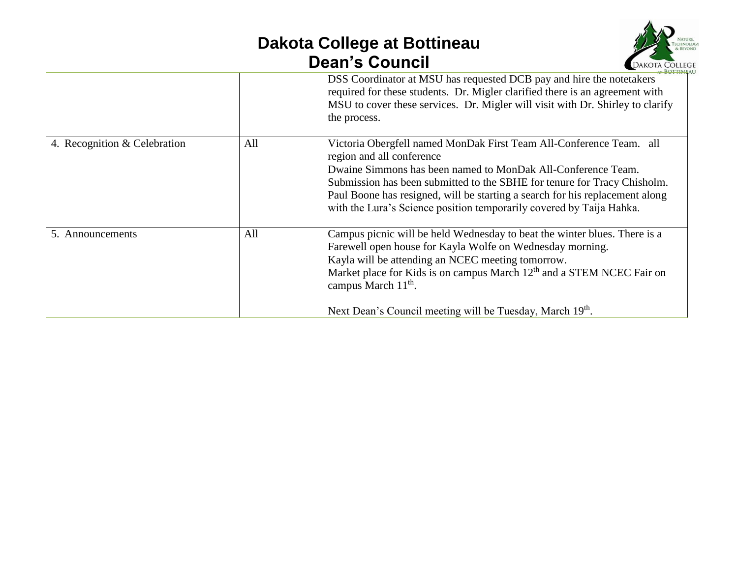# Dakota College at Bottineau
# Dean's Council

| | | |
|---|---|---|
| | | DSS Coordinator at MSU has requested DCB pay and hire the notetakers required for these students. Dr. Migler clarified there is an agreement with MSU to cover these services. Dr. Migler will visit with Dr. Shirley to clarify the process. |
| 4. Recognition & Celebration | All | Victoria Obergfell named MonDak First Team All-Conference Team. all region and all conference<br>Dwaine Simmons has been named to MonDak All-Conference Team.<br>Submission has been submitted to the SBHE for tenure for Tracy Chisholm.<br>Paul Boone has resigned, will be starting a search for his replacement along with the Lura's Science position temporarily covered by Taija Hahka. |
| 5. Announcements | All | Campus picnic will be held Wednesday to beat the winter blues. There is a Farewell open house for Kayla Wolfe on Wednesday morning.<br>Kayla will be attending an NCEC meeting tomorrow.<br>Market place for Kids is on campus March 12th and a STEM NCEC Fair on campus March 11th.<br><br>Next Dean's Council meeting will be Tuesday, March 19th. |